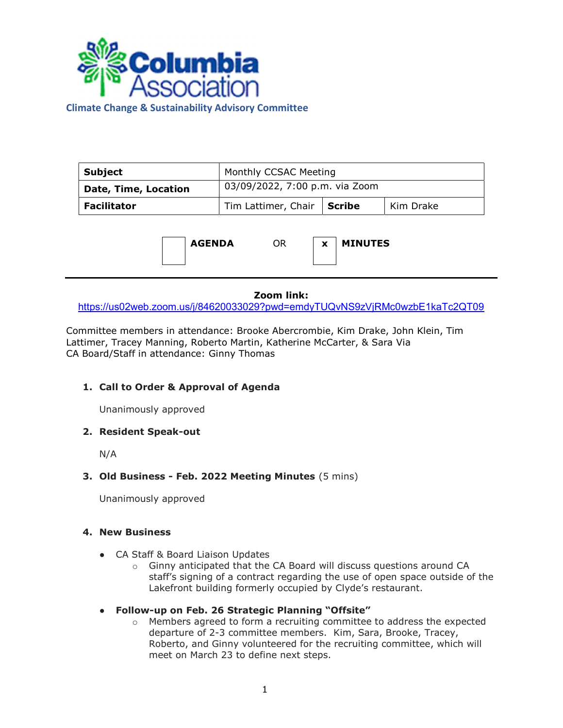Columbia Association

**Climate Change & Sustainability Advisory Committee**

| **Subject** | Monthly CCSAC Meeting | | |
|---|---|---|---|
| **Date, Time, Location** | 03/09/2022, 7:00 p.m. via Zoom | | |
| **Facilitator** | Tim Lattimer, Chair | **Scribe** | Kim Drake |

☐ **AGENDA** OR ☒ **MINUTES**

---

**Zoom link:**
https://us02web.zoom.us/j/84620033029?pwd=emdyTUQvNS9zVjRMc0wzbE1kaTc2QT09

Committee members in attendance: Brooke Abercrombie, Kim Drake, John Klein, Tim Lattimer, Tracey Manning, Roberto Martin, Katherine McCarter, & Sara Via
CA Board/Staff in attendance: Ginny Thomas

1. **Call to Order & Approval of Agenda**

   Unanimously approved

2. **Resident Speak-out**

   N/A

3. **Old Business - Feb. 2022 Meeting Minutes** (5 mins)

   Unanimously approved

4. **New Business**

   - CA Staff & Board Liaison Updates
     - Ginny anticipated that the CA Board will discuss questions around CA staff's signing of a contract regarding the use of open space outside of the Lakefront building formerly occupied by Clyde's restaurant.
   - **Follow-up on Feb. 26 Strategic Planning "Offsite"**
     - Members agreed to form a recruiting committee to address the expected departure of 2-3 committee members. Kim, Sara, Brooke, Tracey, Roberto, and Ginny volunteered for the recruiting committee, which will meet on March 23 to define next steps.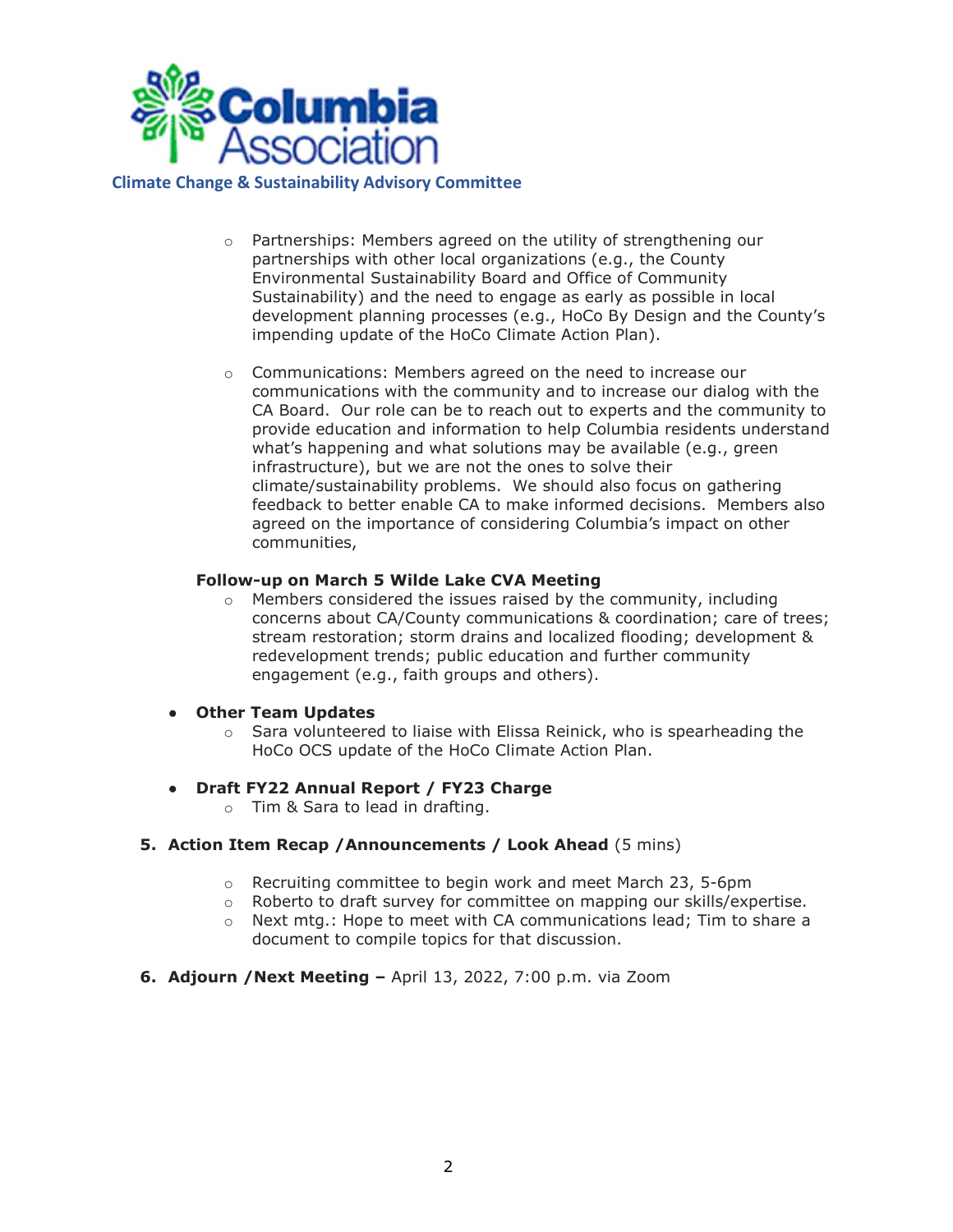**Climate Change & Sustainability Advisory Committee**

- Partnerships: Members agreed on the utility of strengthening our partnerships with other local organizations (e.g., the County Environmental Sustainability Board and Office of Community Sustainability) and the need to engage as early as possible in local development planning processes (e.g., HoCo By Design and the County's impending update of the HoCo Climate Action Plan).

- Communications: Members agreed on the need to increase our communications with the community and to increase our dialog with the CA Board. Our role can be to reach out to experts and the community to provide education and information to help Columbia residents understand what's happening and what solutions may be available (e.g., green infrastructure), but we are not the ones to solve their climate/sustainability problems. We should also focus on gathering feedback to better enable CA to make informed decisions. Members also agreed on the importance of considering Columbia's impact on other communities,

**Follow-up on March 5 Wilde Lake CVA Meeting**

- Members considered the issues raised by the community, including concerns about CA/County communications & coordination; care of trees; stream restoration; storm drains and localized flooding; development & redevelopment trends; public education and further community engagement (e.g., faith groups and others).

- **Other Team Updates**
  - Sara volunteered to liaise with Elissa Reinick, who is spearheading the HoCo OCS update of the HoCo Climate Action Plan.

- **Draft FY22 Annual Report / FY23 Charge**
  - Tim & Sara to lead in drafting.

5. **Action Item Recap /Announcements / Look Ahead** (5 mins)

   - Recruiting committee to begin work and meet March 23, 5-6pm
   - Roberto to draft survey for committee on mapping our skills/expertise.
   - Next mtg.: Hope to meet with CA communications lead; Tim to share a document to compile topics for that discussion.

6. **Adjourn /Next Meeting –** April 13, 2022, 7:00 p.m. via Zoom